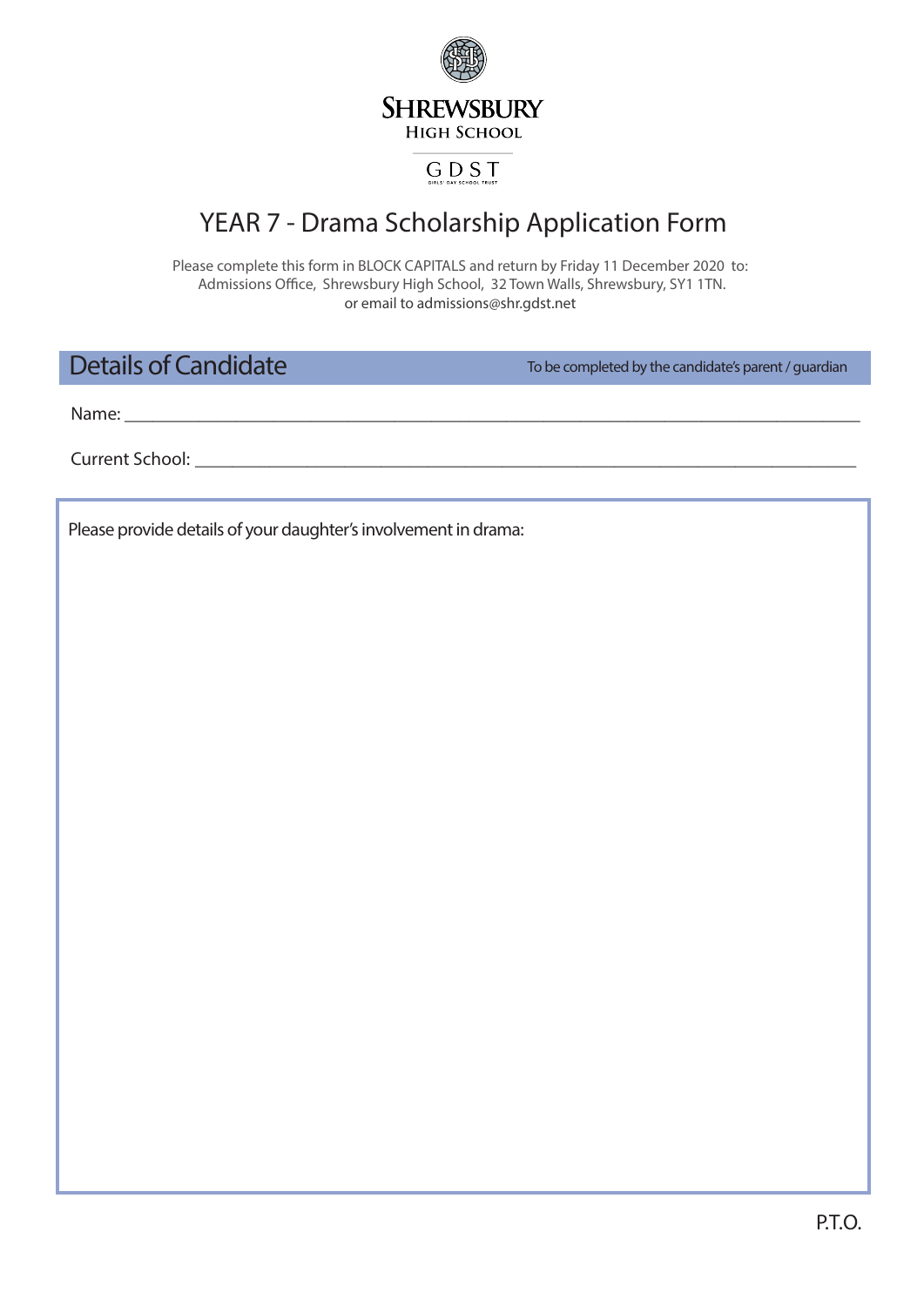**SHREWSBURY**
**HIGH SCHOOL**

GDST
GIRLS' DAY SCHOOL TRUST

# YEAR 7 - Drama Scholarship Application Form

Please complete this form in BLOCK CAPITALS and return by Friday 11 December 2020 to:
Admissions Office, Shrewsbury High School, 32 Town Walls, Shrewsbury, SY1 1TN.
or email to admissions@shr.gdst.net

## Details of Candidate

To be completed by the candidate's parent / guardian

Name: ___________________________________________________________________________

Current School: ____________________________________________________________________

Please provide details of your daughter's involvement in drama:

P.T.O.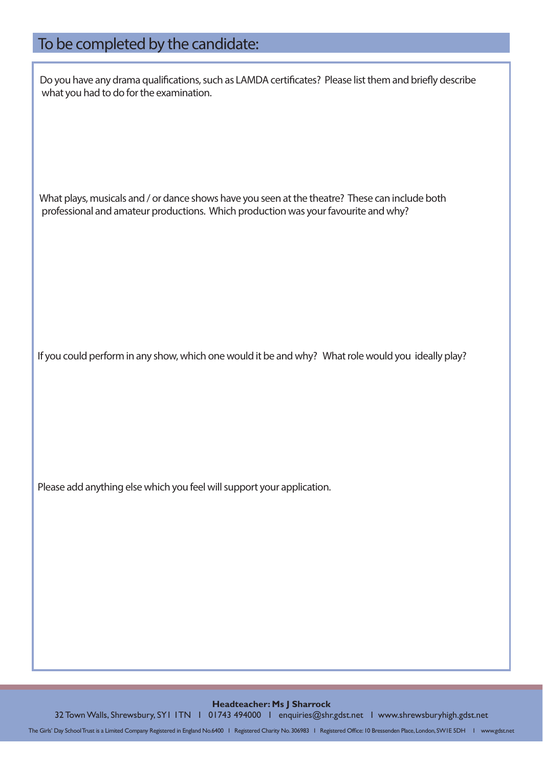## To be completed by the candidate:

Do you have any drama qualifications, such as LAMDA certificates? Please list them and briefly describe what you had to do for the examination.

What plays, musicals and / or dance shows have you seen at the theatre? These can include both professional and amateur productions. Which production was your favourite and why?

If you could perform in any show, which one would it be and why? What role would you ideally play?

Please add anything else which you feel will support your application.

**Headteacher: Ms J Sharrock**

32 Town Walls, Shrewsbury, SY1 1TN | 01743 494000 | enquiries@shr.gdst.net | www.shrewsburyhigh.gdst.net

The Girls' Day School Trust is a Limited Company Registered in England No.6400 | Registered Charity No. 306983 | Registered Office: 10 Bressenden Place, London, SW1E 5DH | www.gdst.net